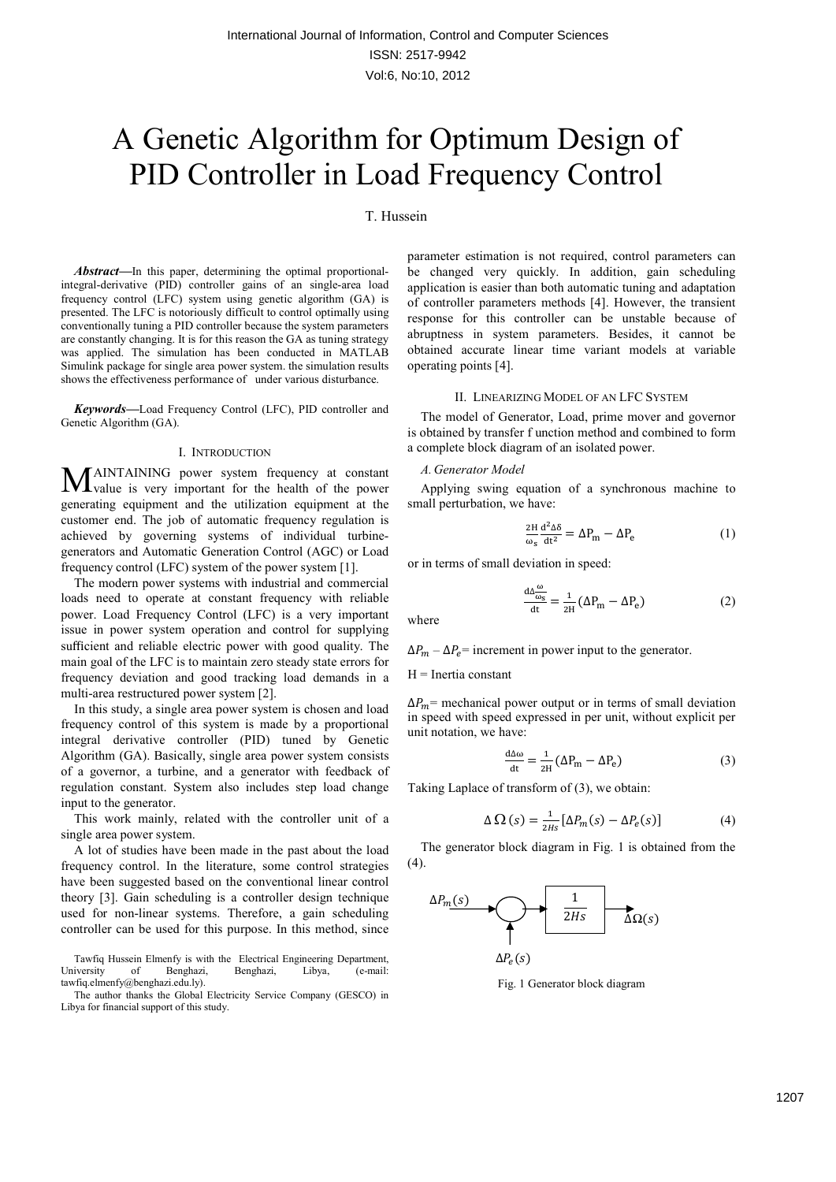# A Genetic Algorithm for Optimum Design of PID Controller in Load Frequency Control

T. Hussein

***Abstract*—**In this paper, determining the optimal proportional-integral-derivative (PID) controller gains of an single-area load frequency control (LFC) system using genetic algorithm (GA) is presented. The LFC is notoriously difficult to control optimally using conventionally tuning a PID controller because the system parameters are constantly changing. It is for this reason the GA as tuning strategy was applied. The simulation has been conducted in MATLAB Simulink package for single area power system. the simulation results shows the effectiveness performance of under various disturbance.

***Keywords*—**Load Frequency Control (LFC), PID controller and Genetic Algorithm (GA).

## I. Introduction

MAINTAINING power system frequency at constant value is very important for the health of the power generating equipment and the utilization equipment at the customer end. The job of automatic frequency regulation is achieved by governing systems of individual turbine-generators and Automatic Generation Control (AGC) or Load frequency control (LFC) system of the power system [1].

The modern power systems with industrial and commercial loads need to operate at constant frequency with reliable power. Load Frequency Control (LFC) is a very important issue in power system operation and control for supplying sufficient and reliable electric power with good quality. The main goal of the LFC is to maintain zero steady state errors for frequency deviation and good tracking load demands in a multi-area restructured power system [2].

In this study, a single area power system is chosen and load frequency control of this system is made by a proportional integral derivative controller (PID) tuned by Genetic Algorithm (GA). Basically, single area power system consists of a governor, a turbine, and a generator with feedback of regulation constant. System also includes step load change input to the generator.

This work mainly, related with the controller unit of a single area power system.

A lot of studies have been made in the past about the load frequency control. In the literature, some control strategies have been suggested based on the conventional linear control theory [3]. Gain scheduling is a controller design technique used for non-linear systems. Therefore, a gain scheduling controller can be used for this purpose. In this method, since parameter estimation is not required, control parameters can be changed very quickly. In addition, gain scheduling application is easier than both automatic tuning and adaptation of controller parameters methods [4]. However, the transient response for this controller can be unstable because of abruptness in system parameters. Besides, it cannot be obtained accurate linear time variant models at variable operating points [4].

Tawfiq Hussein Elmenfy is with the Electrical Engineering Department, University of Benghazi, Benghazi, Libya, (e-mail: tawfiq.elmenfy@benghazi.edu.ly).

The author thanks the Global Electricity Service Company (GESCO) in Libya for financial support of this study.

## II. Linearizing Model of an LFC System

The model of Generator, Load, prime mover and governor is obtained by transfer f unction method and combined to form a complete block diagram of an isolated power.

### *A. Generator Model*

Applying swing equation of a synchronous machine to small perturbation, we have:

$$\frac{2H}{\omega_s}\frac{d^2\Delta\delta}{dt^2} = \Delta P_m - \Delta P_e \tag{1}$$

or in terms of small deviation in speed:

$$\frac{d\Delta\frac{\omega}{\omega_s}}{dt} = \frac{1}{2H}(\Delta P_m - \Delta P_e) \tag{2}$$

where

$\Delta P_m - \Delta P_e$ = increment in power input to the generator.

H = Inertia constant

$\Delta P_m$ = mechanical power output or in terms of small deviation in speed with speed expressed in per unit, without explicit per unit notation, we have:

$$\frac{d\Delta\omega}{dt} = \frac{1}{2H}(\Delta P_m - \Delta P_e) \tag{3}$$

Taking Laplace of transform of (3), we obtain:

$$\Delta\,\Omega\,(s) = \frac{1}{2Hs}[\Delta P_m(s) - \Delta P_e(s)] \tag{4}$$

The generator block diagram in Fig. 1 is obtained from the (4).

Fig. 1 Generator block diagram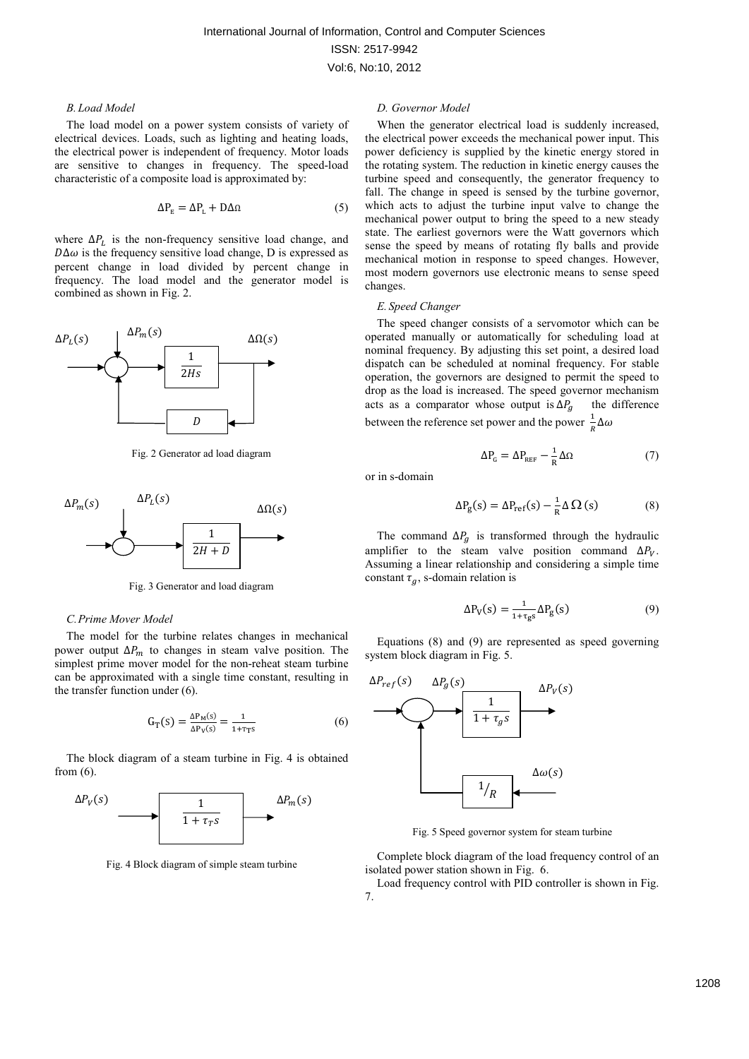*B. Load Model*

The load model on a power system consists of variety of electrical devices. Loads, such as lighting and heating loads, the electrical power is independent of frequency. Motor loads are sensitive to changes in frequency. The speed-load characteristic of a composite load is approximated by:

$$\Delta P_E = \Delta P_L + D\Delta\Omega \tag{5}$$

where $\Delta P_L$ is the non-frequency sensitive load change, and $D\Delta\omega$ is the frequency sensitive load change, D is expressed as percent change in load divided by percent change in frequency. The load model and the generator model is combined as shown in Fig. 2.

Fig. 2 Generator ad load diagram

Fig. 3 Generator and load diagram

*C. Prime Mover Model*

The model for the turbine relates changes in mechanical power output $\Delta P_m$ to changes in steam valve position. The simplest prime mover model for the non-reheat steam turbine can be approximated with a single time constant, resulting in the transfer function under (6).

$$G_T(s) = \frac{\Delta P_M(s)}{\Delta P_V(s)} = \frac{1}{1+\tau_T s} \tag{6}$$

The block diagram of a steam turbine in Fig. 4 is obtained from (6).

Fig. 4 Block diagram of simple steam turbine

*D. Governor Model*

When the generator electrical load is suddenly increased, the electrical power exceeds the mechanical power input. This power deficiency is supplied by the kinetic energy stored in the rotating system. The reduction in kinetic energy causes the turbine speed and consequently, the generator frequency to fall. The change in speed is sensed by the turbine governor, which acts to adjust the turbine input valve to change the mechanical power output to bring the speed to a new steady state. The earliest governors were the Watt governors which sense the speed by means of rotating fly balls and provide mechanical motion in response to speed changes. However, most modern governors use electronic means to sense speed changes.

*E. Speed Changer*

The speed changer consists of a servomotor which can be operated manually or automatically for scheduling load at nominal frequency. By adjusting this set point, a desired load dispatch can be scheduled at nominal frequency. For stable operation, the governors are designed to permit the speed to drop as the load is increased. The speed governor mechanism acts as a comparator whose output is $\Delta P_g$ the difference between the reference set power and the power $\frac{1}{R}\Delta\omega$

$$\Delta P_G = \Delta P_{REF} - \frac{1}{R}\Delta\Omega \tag{7}$$

or in s-domain

$$\Delta P_g(s) = \Delta P_{ref}(s) - \frac{1}{R}\Delta\Omega(s) \tag{8}$$

The command $\Delta P_g$ is transformed through the hydraulic amplifier to the steam valve position command $\Delta P_V$. Assuming a linear relationship and considering a simple time constant $\tau_g$, s-domain relation is

$$\Delta P_V(s) = \frac{1}{1+\tau_g s}\Delta P_g(s) \tag{9}$$

Equations (8) and (9) are represented as speed governing system block diagram in Fig. 5.

Fig. 5 Speed governor system for steam turbine

Complete block diagram of the load frequency control of an isolated power station shown in Fig. 6.

Load frequency control with PID controller is shown in Fig. 7.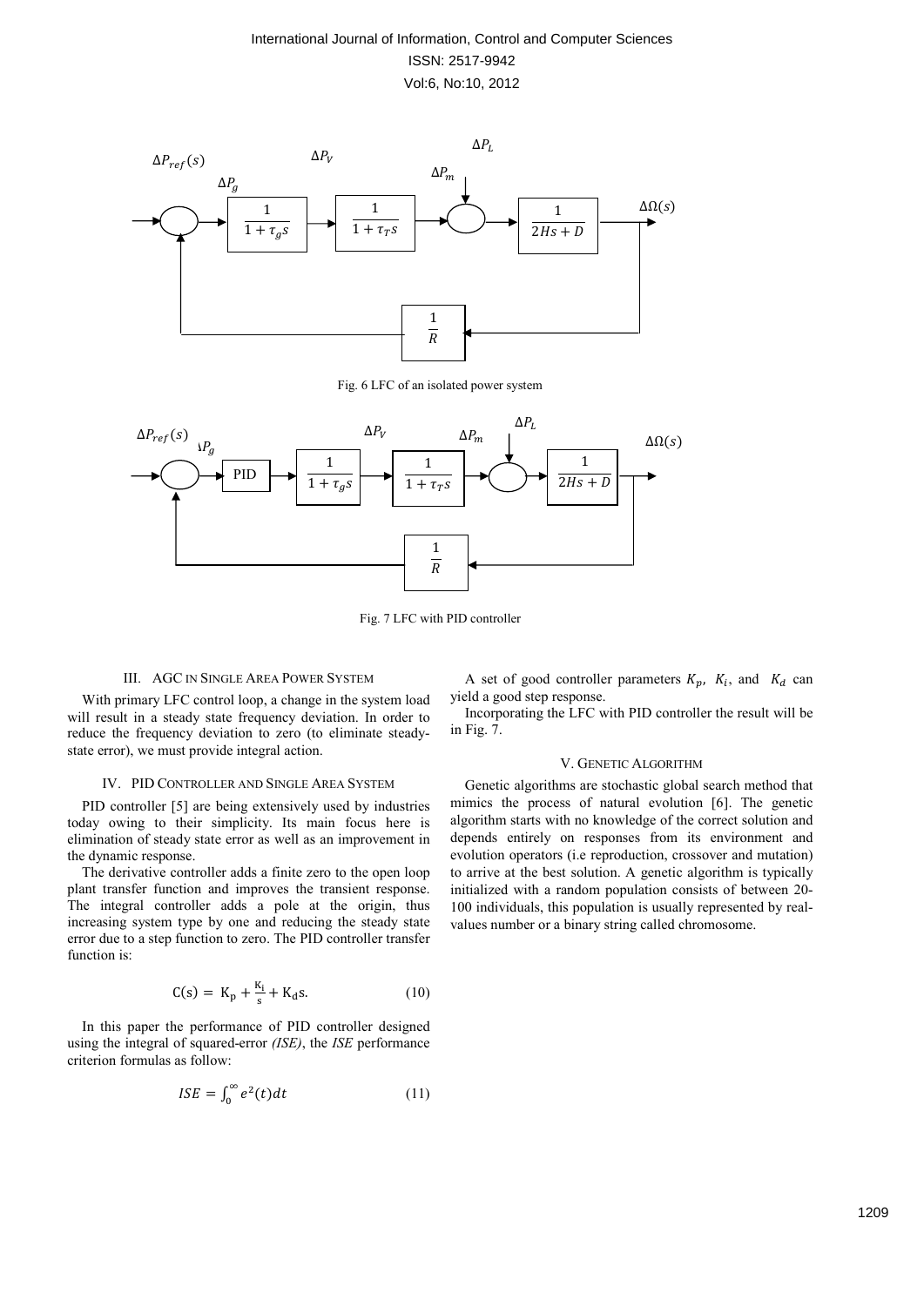Fig. 6 LFC of an isolated power system

Fig. 7 LFC with PID controller

## III. AGC IN SINGLE AREA POWER SYSTEM

With primary LFC control loop, a change in the system load will result in a steady state frequency deviation. In order to reduce the frequency deviation to zero (to eliminate steady-state error), we must provide integral action.

## IV. PID CONTROLLER AND SINGLE AREA SYSTEM

PID controller [5] are being extensively used by industries today owing to their simplicity. Its main focus here is elimination of steady state error as well as an improvement in the dynamic response.

The derivative controller adds a finite zero to the open loop plant transfer function and improves the transient response. The integral controller adds a pole at the origin, thus increasing system type by one and reducing the steady state error due to a step function to zero. The PID controller transfer function is:

$$C(s) = K_p + \frac{K_i}{s} + K_d s. \quad (10)$$

In this paper the performance of PID controller designed using the integral of squared-error *(ISE)*, the *ISE* performance criterion formulas as follow:

$$ISE = \int_0^\infty e^2(t)dt \quad (11)$$

A set of good controller parameters $K_p$, $K_i$, and $K_d$ can yield a good step response.

Incorporating the LFC with PID controller the result will be in Fig. 7.

## V. GENETIC ALGORITHM

Genetic algorithms are stochastic global search method that mimics the process of natural evolution [6]. The genetic algorithm starts with no knowledge of the correct solution and depends entirely on responses from its environment and evolution operators (i.e reproduction, crossover and mutation) to arrive at the best solution. A genetic algorithm is typically initialized with a random population consists of between 20-100 individuals, this population is usually represented by real-values number or a binary string called chromosome.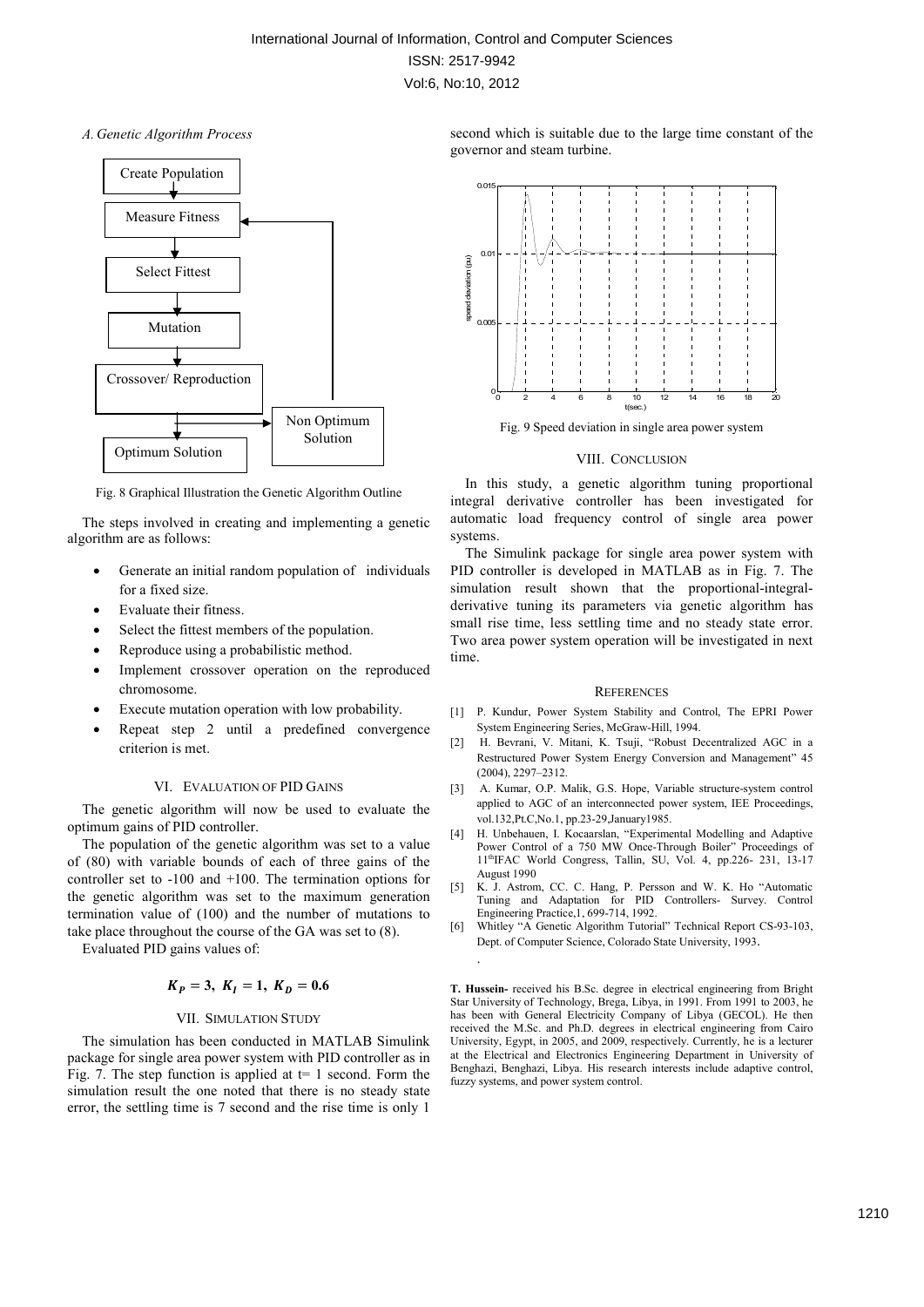### *A. Genetic Algorithm Process*

Create Population

Measure Fitness

Select Fittest

Mutation

Crossover/ Reproduction

Non Optimum Solution

Optimum Solution

Fig. 8 Graphical Illustration the Genetic Algorithm Outline

The steps involved in creating and implementing a genetic algorithm are as follows:

- Generate an initial random population of individuals for a fixed size.
- Evaluate their fitness.
- Select the fittest members of the population.
- Reproduce using a probabilistic method.
- Implement crossover operation on the reproduced chromosome.
- Execute mutation operation with low probability.
- Repeat step 2 until a predefined convergence criterion is met.

## VI. Evaluation of PID Gains

The genetic algorithm will now be used to evaluate the optimum gains of PID controller.

The population of the genetic algorithm was set to a value of (80) with variable bounds of each of three gains of the controller set to -100 and +100. The termination options for the genetic algorithm was set to the maximum generation termination value of (100) and the number of mutations to take place throughout the course of the GA was set to (8).

Evaluated PID gains values of:

$$K_P = 3,\ K_I = 1,\ K_D = 0.6$$

## VII. Simulation Study

The simulation has been conducted in MATLAB Simulink package for single area power system with PID controller as in Fig. 7. The step function is applied at t= 1 second. Form the simulation result the one noted that there is no steady state error, the settling time is 7 second and the rise time is only 1 second which is suitable due to the large time constant of the governor and steam turbine.

0.015
0.01
0.005
0
speed deviation (pu)
0 2 4 6 8 10 12 14 16 18 20
t(sec.)

Fig. 9 Speed deviation in single area power system

## VIII. Conclusion

In this study, a genetic algorithm tuning proportional integral derivative controller has been investigated for automatic load frequency control of single area power systems.

The Simulink package for single area power system with PID controller is developed in MATLAB as in Fig. 7. The simulation result shown that the proportional-integral-derivative tuning its parameters via genetic algorithm has small rise time, less settling time and no steady state error. Two area power system operation will be investigated in next time.

## References

[1] P. Kundur, Power System Stability and Control, The EPRI Power System Engineering Series, McGraw-Hill, 1994.

[2] H. Bevrani, V. Mitani, K. Tsuji, "Robust Decentralized AGC in a Restructured Power System Energy Conversion and Management" 45 (2004), 2297–2312.

[3] A. Kumar, O.P. Malik, G.S. Hope, Variable structure-system control applied to AGC of an interconnected power system, IEE Proceedings, vol.132,Pt.C,No.1, pp.23-29,January1985.

[4] H. Unbehauen, I. Kocaarslan, "Experimental Modelling and Adaptive Power Control of a 750 MW Once-Through Boiler" Proceedings of 11thIFAC World Congress, Tallin, SU, Vol. 4, pp.226- 231, 13-17 August 1990

[5] K. J. Astrom, CC. C. Hang, P. Persson and W. K. Ho "Automatic Tuning and Adaptation for PID Controllers- Survey. Control Engineering Practice,1, 699-714, 1992.

[6] Whitley "A Genetic Algorithm Tutorial" Technical Report CS-93-103, Dept. of Computer Science, Colorado State University, 1993.

**T. Hussein-** received his B.Sc. degree in electrical engineering from Bright Star University of Technology, Brega, Libya, in 1991. From 1991 to 2003, he has been with General Electricity Company of Libya (GECOL). He then received the M.Sc. and Ph.D. degrees in electrical engineering from Cairo University, Egypt, in 2005, and 2009, respectively. Currently, he is a lecturer at the Electrical and Electronics Engineering Department in University of Benghazi, Benghazi, Libya. His research interests include adaptive control, fuzzy systems, and power system control.